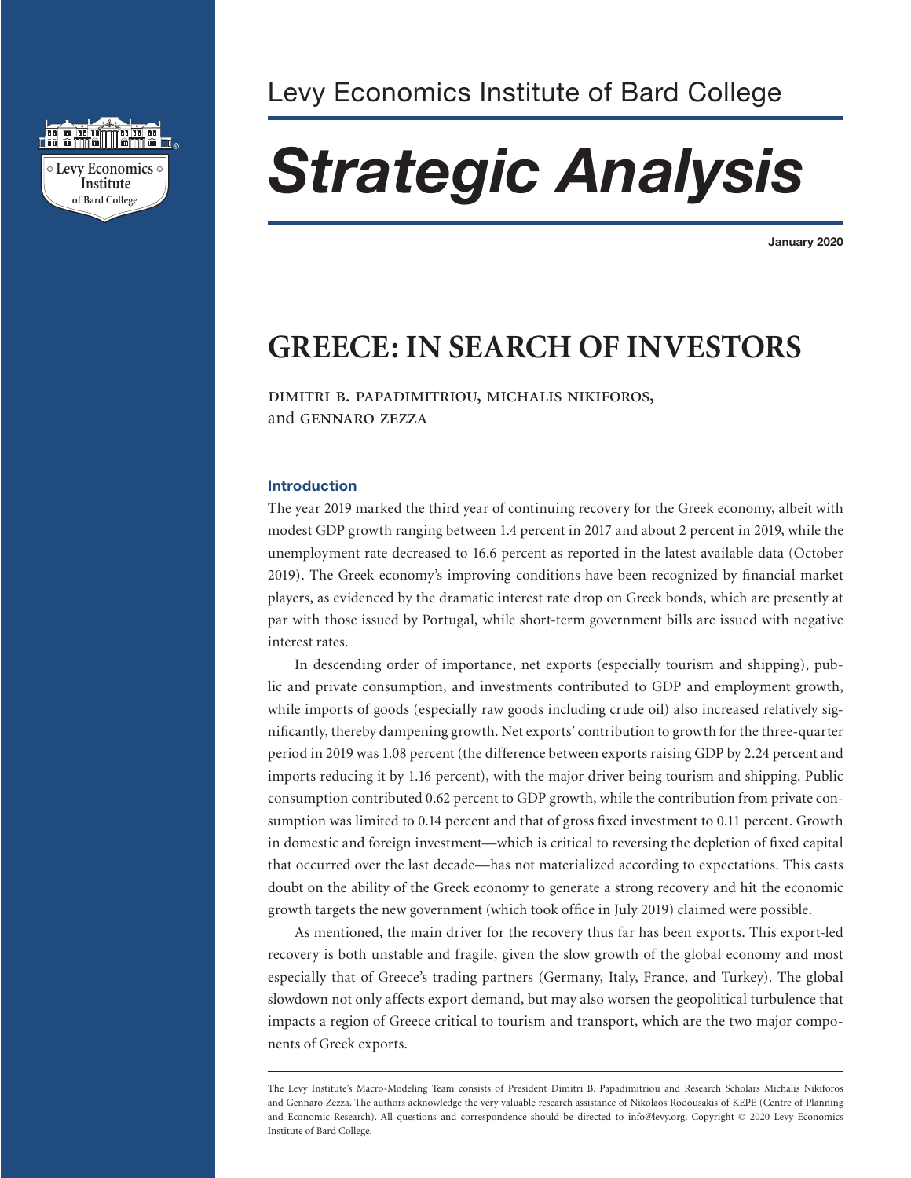Levy Economics Institute of Bard College

# *Strategic Analysis*

**January 2020**

## GREECE: IN SEARCH OF INVESTORS

DIMITRI B. PAPADIMITRIOU, MICHALIS NIKIFOROS, and GENNARO ZEZZA

### Introduction

The year 2019 marked the third year of continuing recovery for the Greek economy, albeit with modest GDP growth ranging between 1.4 percent in 2017 and about 2 percent in 2019, while the unemployment rate decreased to 16.6 percent as reported in the latest available data (October 2019). The Greek economy's improving conditions have been recognized by financial market players, as evidenced by the dramatic interest rate drop on Greek bonds, which are presently at par with those issued by Portugal, while short-term government bills are issued with negative interest rates.

In descending order of importance, net exports (especially tourism and shipping), public and private consumption, and investments contributed to GDP and employment growth, while imports of goods (especially raw goods including crude oil) also increased relatively significantly, thereby dampening growth. Net exports' contribution to growth for the three-quarter period in 2019 was 1.08 percent (the difference between exports raising GDP by 2.24 percent and imports reducing it by 1.16 percent), with the major driver being tourism and shipping. Public consumption contributed 0.62 percent to GDP growth, while the contribution from private consumption was limited to 0.14 percent and that of gross fixed investment to 0.11 percent. Growth in domestic and foreign investment—which is critical to reversing the depletion of fixed capital that occurred over the last decade—has not materialized according to expectations. This casts doubt on the ability of the Greek economy to generate a strong recovery and hit the economic growth targets the new government (which took office in July 2019) claimed were possible.

As mentioned, the main driver for the recovery thus far has been exports. This export-led recovery is both unstable and fragile, given the slow growth of the global economy and most especially that of Greece's trading partners (Germany, Italy, France, and Turkey). The global slowdown not only affects export demand, but may also worsen the geopolitical turbulence that impacts a region of Greece critical to tourism and transport, which are the two major components of Greek exports.

The Levy Institute's Macro-Modeling Team consists of President Dimitri B. Papadimitriou and Research Scholars Michalis Nikiforos and Gennaro Zezza. The authors acknowledge the very valuable research assistance of Nikolaos Rodousakis of KEPE (Centre of Planning and Economic Research). All questions and correspondence should be directed to info@levy.org. Copyright © 2020 Levy Economics Institute of Bard College.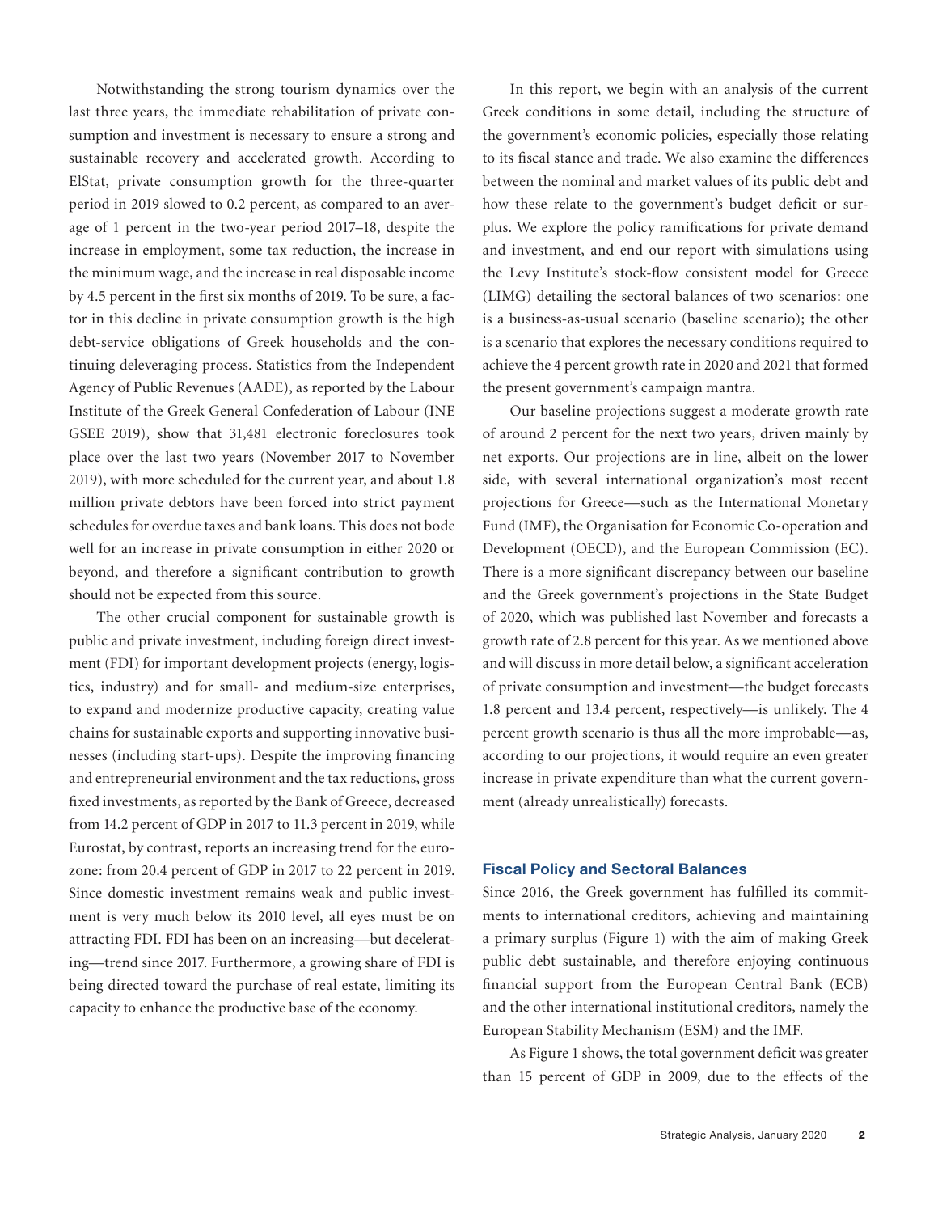Notwithstanding the strong tourism dynamics over the last three years, the immediate rehabilitation of private consumption and investment is necessary to ensure a strong and sustainable recovery and accelerated growth. According to ElStat, private consumption growth for the three-quarter period in 2019 slowed to 0.2 percent, as compared to an average of 1 percent in the two-year period 2017–18, despite the increase in employment, some tax reduction, the increase in the minimum wage, and the increase in real disposable income by 4.5 percent in the first six months of 2019. To be sure, a factor in this decline in private consumption growth is the high debt-service obligations of Greek households and the continuing deleveraging process. Statistics from the Independent Agency of Public Revenues (AADE), as reported by the Labour Institute of the Greek General Confederation of Labour (INE GSEE 2019), show that 31,481 electronic foreclosures took place over the last two years (November 2017 to November 2019), with more scheduled for the current year, and about 1.8 million private debtors have been forced into strict payment schedules for overdue taxes and bank loans. This does not bode well for an increase in private consumption in either 2020 or beyond, and therefore a significant contribution to growth should not be expected from this source.

The other crucial component for sustainable growth is public and private investment, including foreign direct investment (FDI) for important development projects (energy, logistics, industry) and for small- and medium-size enterprises, to expand and modernize productive capacity, creating value chains for sustainable exports and supporting innovative businesses (including start-ups). Despite the improving financing and entrepreneurial environment and the tax reductions, gross fixed investments, as reported by the Bank of Greece, decreased from 14.2 percent of GDP in 2017 to 11.3 percent in 2019, while Eurostat, by contrast, reports an increasing trend for the eurozone: from 20.4 percent of GDP in 2017 to 22 percent in 2019. Since domestic investment remains weak and public investment is very much below its 2010 level, all eyes must be on attracting FDI. FDI has been on an increasing—but decelerating—trend since 2017. Furthermore, a growing share of FDI is being directed toward the purchase of real estate, limiting its capacity to enhance the productive base of the economy.

In this report, we begin with an analysis of the current Greek conditions in some detail, including the structure of the government's economic policies, especially those relating to its fiscal stance and trade. We also examine the differences between the nominal and market values of its public debt and how these relate to the government's budget deficit or surplus. We explore the policy ramifications for private demand and investment, and end our report with simulations using the Levy Institute's stock-flow consistent model for Greece (LIMG) detailing the sectoral balances of two scenarios: one is a business-as-usual scenario (baseline scenario); the other is a scenario that explores the necessary conditions required to achieve the 4 percent growth rate in 2020 and 2021 that formed the present government's campaign mantra.

Our baseline projections suggest a moderate growth rate of around 2 percent for the next two years, driven mainly by net exports. Our projections are in line, albeit on the lower side, with several international organization's most recent projections for Greece—such as the International Monetary Fund (IMF), the Organisation for Economic Co-operation and Development (OECD), and the European Commission (EC). There is a more significant discrepancy between our baseline and the Greek government's projections in the State Budget of 2020, which was published last November and forecasts a growth rate of 2.8 percent for this year. As we mentioned above and will discuss in more detail below, a significant acceleration of private consumption and investment—the budget forecasts 1.8 percent and 13.4 percent, respectively—is unlikely. The 4 percent growth scenario is thus all the more improbable—as, according to our projections, it would require an even greater increase in private expenditure than what the current government (already unrealistically) forecasts.

## Fiscal Policy and Sectoral Balances

Since 2016, the Greek government has fulfilled its commitments to international creditors, achieving and maintaining a primary surplus (Figure 1) with the aim of making Greek public debt sustainable, and therefore enjoying continuous financial support from the European Central Bank (ECB) and the other international institutional creditors, namely the European Stability Mechanism (ESM) and the IMF.

As Figure 1 shows, the total government deficit was greater than 15 percent of GDP in 2009, due to the effects of the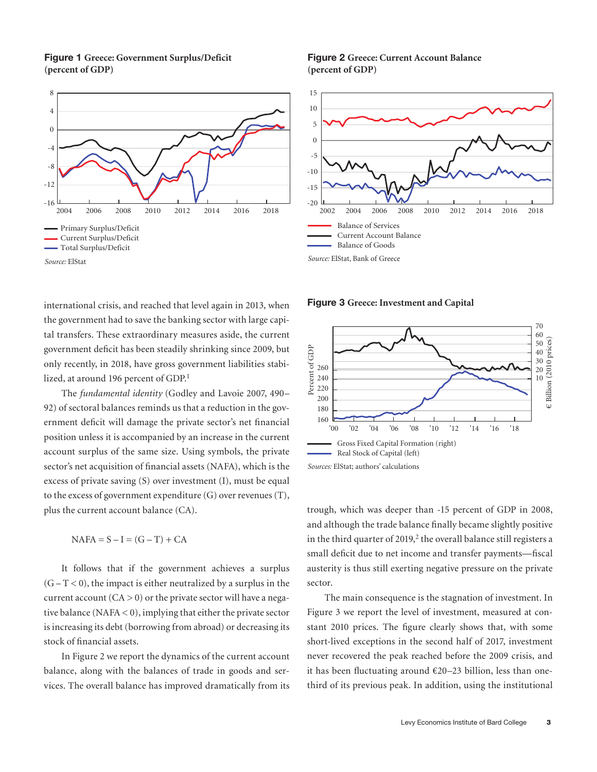**Figure 1** Greece: Government Surplus/Deficit (percent of GDP)

Source: ElStat

**Figure 2** Greece: Current Account Balance (percent of GDP)

Source: ElStat, Bank of Greece

international crisis, and reached that level again in 2013, when the government had to save the banking sector with large capital transfers. These extraordinary measures aside, the current government deficit has been steadily shrinking since 2009, but only recently, in 2018, have gross government liabilities stabilized, at around 196 percent of GDP.[1]

The *fundamental identity* (Godley and Lavoie 2007, 490–92) of sectoral balances reminds us that a reduction in the government deficit will damage the private sector's net financial position unless it is accompanied by an increase in the current account surplus of the same size. Using symbols, the private sector's net acquisition of financial assets (NAFA), which is the excess of private saving (S) over investment (I), must be equal to the excess of government expenditure (G) over revenues (T), plus the current account balance (CA).

$$NAFA = S - I = (G - T) + CA$$

It follows that if the government achieves a surplus ($G - T < 0$), the impact is either neutralized by a surplus in the current account ($CA > 0$) or the private sector will have a negative balance ($NAFA < 0$), implying that either the private sector is increasing its debt (borrowing from abroad) or decreasing its stock of financial assets.

In Figure 2 we report the dynamics of the current account balance, along with the balances of trade in goods and services. The overall balance has improved dramatically from its trough, which was deeper than -15 percent of GDP in 2008, and although the trade balance finally became slightly positive in the third quarter of 2019,[2] the overall balance still registers a small deficit due to net income and transfer payments—fiscal austerity is thus still exerting negative pressure on the private sector.

The main consequence is the stagnation of investment. In Figure 3 we report the level of investment, measured at constant 2010 prices. The figure clearly shows that, with some short-lived exceptions in the second half of 2017, investment never recovered the peak reached before the 2009 crisis, and it has been fluctuating around €20–23 billion, less than one-third of its previous peak. In addition, using the institutional

**Figure 3** Greece: Investment and Capital

Sources: ElStat; authors' calculations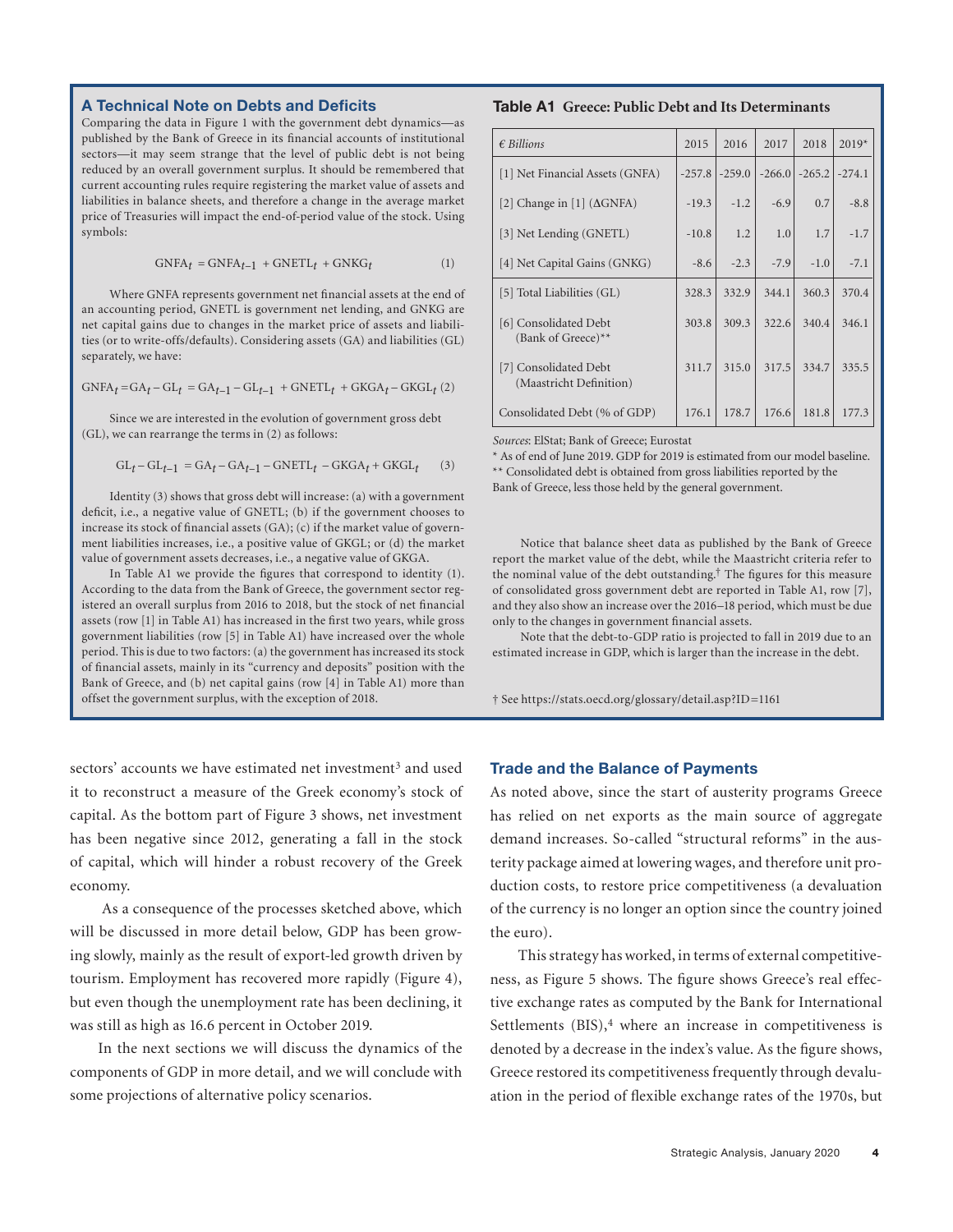## A Technical Note on Debts and Deficits

Comparing the data in Figure 1 with the government debt dynamics—as published by the Bank of Greece in its financial accounts of institutional sectors—it may seem strange that the level of public debt is not being reduced by an overall government surplus. It should be remembered that current accounting rules require registering the market value of assets and liabilities in balance sheets, and therefore a change in the average market price of Treasuries will impact the end-of-period value of the stock. Using symbols:

$$GNFA_t = GNFA_{t-1} + GNETL_t + GNKG_t \quad (1)$$

Where GNFA represents government net financial assets at the end of an accounting period, GNETL is government net lending, and GNKG are net capital gains due to changes in the market price of assets and liabilities (or to write-offs/defaults). Considering assets (GA) and liabilities (GL) separately, we have:

$$GNFA_t = GA_t - GL_t = GA_{t-1} - GL_{t-1} + GNETL_t + GKGA_t - GKGL_t \quad (2)$$

Since we are interested in the evolution of government gross debt (GL), we can rearrange the terms in (2) as follows:

$$GL_t - GL_{t-1} = GA_t - GA_{t-1} - GNETL_t - GKGA_t + GKGL_t \quad (3)$$

Identity (3) shows that gross debt will increase: (a) with a government deficit, i.e., a negative value of GNETL; (b) if the government chooses to increase its stock of financial assets (GA); (c) if the market value of government liabilities increases, i.e., a positive value of GKGL; or (d) the market value of government assets decreases, i.e., a negative value of GKGA.

In Table A1 we provide the figures that correspond to identity (1). According to the data from the Bank of Greece, the government sector registered an overall surplus from 2016 to 2018, but the stock of net financial assets (row [1] in Table A1) has increased in the first two years, while gross government liabilities (row [5] in Table A1) have increased over the whole period. This is due to two factors: (a) the government has increased its stock of financial assets, mainly in its "currency and deposits" position with the Bank of Greece, and (b) net capital gains (row [4] in Table A1) more than offset the government surplus, with the exception of 2018.

**Table A1 Greece: Public Debt and Its Determinants**

| *€ Billions* | 2015 | 2016 | 2017 | 2018 | 2019* |
|---|---|---|---|---|---|
| [1] Net Financial Assets (GNFA) | -257.8 | -259.0 | -266.0 | -265.2 | -274.1 |
| [2] Change in [1] (ΔGNFA) | -19.3 | -1.2 | -6.9 | 0.7 | -8.8 |
| [3] Net Lending (GNETL) | -10.8 | 1.2 | 1.0 | 1.7 | -1.7 |
| [4] Net Capital Gains (GNKG) | -8.6 | -2.3 | -7.9 | -1.0 | -7.1 |
| [5] Total Liabilities (GL) | 328.3 | 332.9 | 344.1 | 360.3 | 370.4 |
| [6] Consolidated Debt (Bank of Greece)** | 303.8 | 309.3 | 322.6 | 340.4 | 346.1 |
| [7] Consolidated Debt (Maastricht Definition) | 311.7 | 315.0 | 317.5 | 334.7 | 335.5 |
| Consolidated Debt (% of GDP) | 176.1 | 178.7 | 176.6 | 181.8 | 177.3 |

*Sources*: ElStat; Bank of Greece; Eurostat

\* As of end of June 2019. GDP for 2019 is estimated from our model baseline.
\*\* Consolidated debt is obtained from gross liabilities reported by the Bank of Greece, less those held by the general government.

Notice that balance sheet data as published by the Bank of Greece report the market value of the debt, while the Maastricht criteria refer to the nominal value of the debt outstanding.† The figures for this measure of consolidated gross government debt are reported in Table A1, row [7], and they also show an increase over the 2016–18 period, which must be due only to the changes in government financial assets.

Note that the debt-to-GDP ratio is projected to fall in 2019 due to an estimated increase in GDP, which is larger than the increase in the debt.

† See https://stats.oecd.org/glossary/detail.asp?ID=1161

sectors' accounts we have estimated net investment[3] and used it to reconstruct a measure of the Greek economy's stock of capital. As the bottom part of Figure 3 shows, net investment has been negative since 2012, generating a fall in the stock of capital, which will hinder a robust recovery of the Greek economy.

As a consequence of the processes sketched above, which will be discussed in more detail below, GDP has been growing slowly, mainly as the result of export-led growth driven by tourism. Employment has recovered more rapidly (Figure 4), but even though the unemployment rate has been declining, it was still as high as 16.6 percent in October 2019.

In the next sections we will discuss the dynamics of the components of GDP in more detail, and we will conclude with some projections of alternative policy scenarios.

## Trade and the Balance of Payments

As noted above, since the start of austerity programs Greece has relied on net exports as the main source of aggregate demand increases. So-called "structural reforms" in the austerity package aimed at lowering wages, and therefore unit production costs, to restore price competitiveness (a devaluation of the currency is no longer an option since the country joined the euro).

This strategy has worked, in terms of external competitiveness, as Figure 5 shows. The figure shows Greece's real effective exchange rates as computed by the Bank for International Settlements (BIS),[4] where an increase in competitiveness is denoted by a decrease in the index's value. As the figure shows, Greece restored its competitiveness frequently through devaluation in the period of flexible exchange rates of the 1970s, but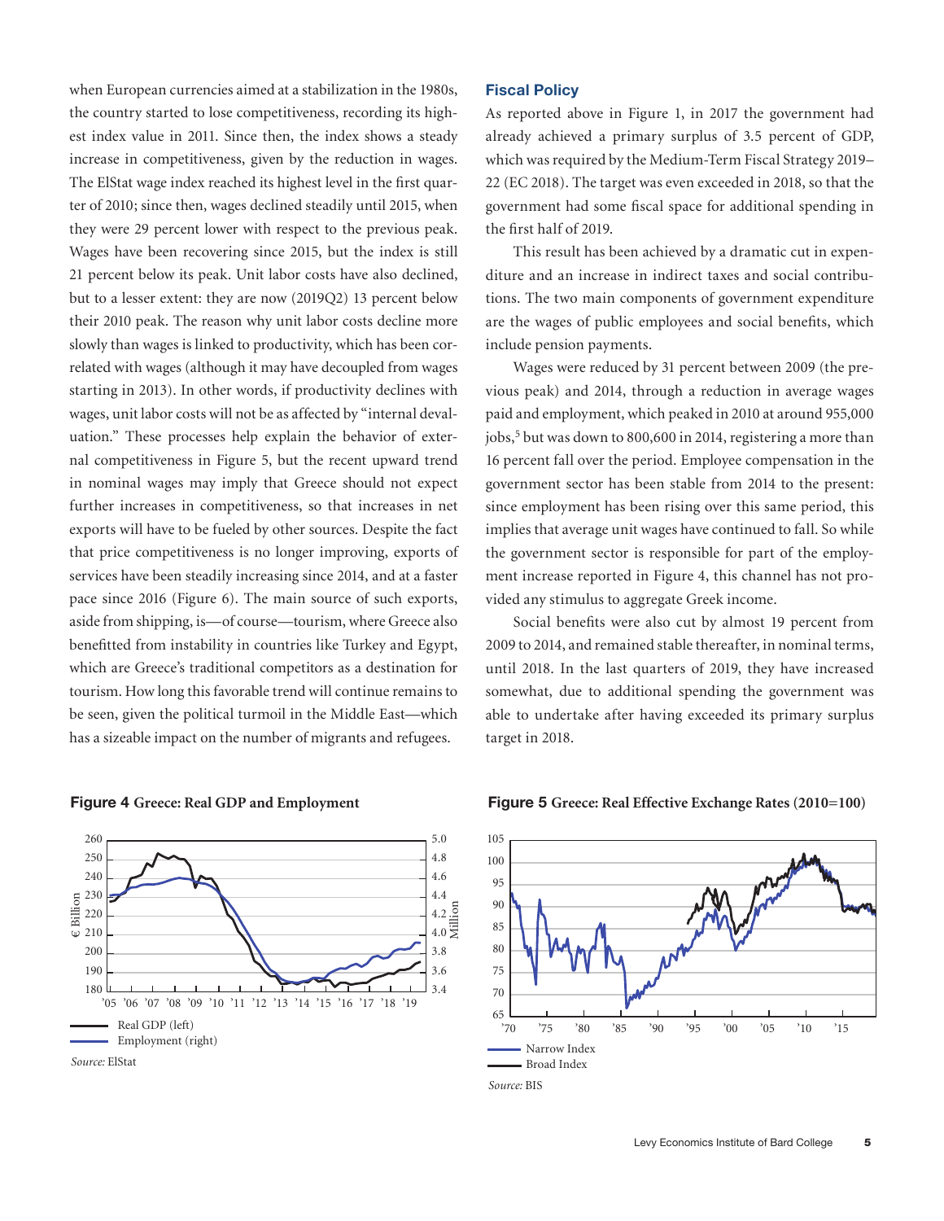when European currencies aimed at a stabilization in the 1980s, the country started to lose competitiveness, recording its highest index value in 2011. Since then, the index shows a steady increase in competitiveness, given by the reduction in wages. The ElStat wage index reached its highest level in the first quarter of 2010; since then, wages declined steadily until 2015, when they were 29 percent lower with respect to the previous peak. Wages have been recovering since 2015, but the index is still 21 percent below its peak. Unit labor costs have also declined, but to a lesser extent: they are now (2019Q2) 13 percent below their 2010 peak. The reason why unit labor costs decline more slowly than wages is linked to productivity, which has been correlated with wages (although it may have decoupled from wages starting in 2013). In other words, if productivity declines with wages, unit labor costs will not be as affected by "internal devaluation." These processes help explain the behavior of external competitiveness in Figure 5, but the recent upward trend in nominal wages may imply that Greece should not expect further increases in competitiveness, so that increases in net exports will have to be fueled by other sources. Despite the fact that price competitiveness is no longer improving, exports of services have been steadily increasing since 2014, and at a faster pace since 2016 (Figure 6). The main source of such exports, aside from shipping, is—of course—tourism, where Greece also benefitted from instability in countries like Turkey and Egypt, which are Greece's traditional competitors as a destination for tourism. How long this favorable trend will continue remains to be seen, given the political turmoil in the Middle East—which has a sizeable impact on the number of migrants and refugees.

## Fiscal Policy

As reported above in Figure 1, in 2017 the government had already achieved a primary surplus of 3.5 percent of GDP, which was required by the Medium-Term Fiscal Strategy 2019–22 (EC 2018). The target was even exceeded in 2018, so that the government had some fiscal space for additional spending in the first half of 2019.

This result has been achieved by a dramatic cut in expenditure and an increase in indirect taxes and social contributions. The two main components of government expenditure are the wages of public employees and social benefits, which include pension payments.

Wages were reduced by 31 percent between 2009 (the previous peak) and 2014, through a reduction in average wages paid and employment, which peaked in 2010 at around 955,000 jobs,[5] but was down to 800,600 in 2014, registering a more than 16 percent fall over the period. Employee compensation in the government sector has been stable from 2014 to the present: since employment has been rising over this same period, this implies that average unit wages have continued to fall. So while the government sector is responsible for part of the employment increase reported in Figure 4, this channel has not provided any stimulus to aggregate Greek income.

Social benefits were also cut by almost 19 percent from 2009 to 2014, and remained stable thereafter, in nominal terms, until 2018. In the last quarters of 2019, they have increased somewhat, due to additional spending the government was able to undertake after having exceeded its primary surplus target in 2018.

**Figure 4** **Greece: Real GDP and Employment**

Real GDP (left)
Employment (right)

*Source:* ElStat

**Figure 5** **Greece: Real Effective Exchange Rates (2010=100)**

Narrow Index
Broad Index

*Source:* BIS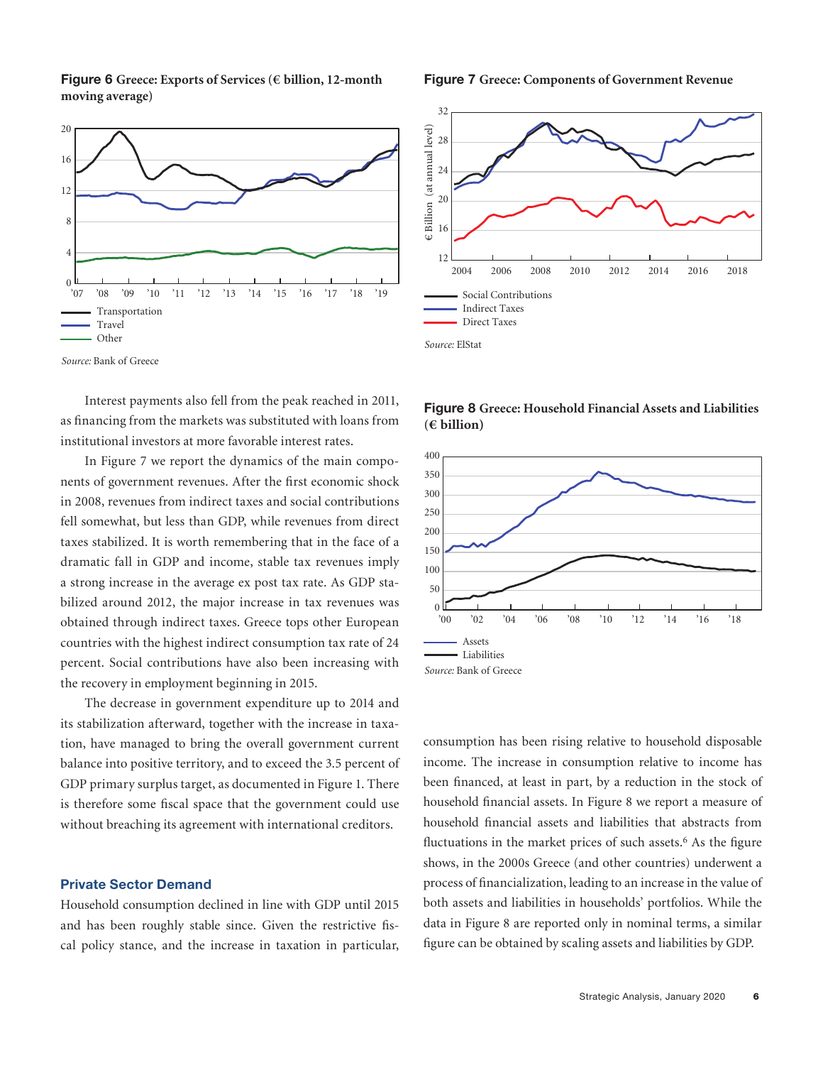**Figure 6** Greece: Exports of Services (€ billion, 12-month moving average)

*Source:* Bank of Greece

**Figure 7** Greece: Components of Government Revenue

*Source:* ElStat

Interest payments also fell from the peak reached in 2011, as financing from the markets was substituted with loans from institutional investors at more favorable interest rates.

In Figure 7 we report the dynamics of the main components of government revenues. After the first economic shock in 2008, revenues from indirect taxes and social contributions fell somewhat, but less than GDP, while revenues from direct taxes stabilized. It is worth remembering that in the face of a dramatic fall in GDP and income, stable tax revenues imply a strong increase in the average ex post tax rate. As GDP stabilized around 2012, the major increase in tax revenues was obtained through indirect taxes. Greece tops other European countries with the highest indirect consumption tax rate of 24 percent. Social contributions have also been increasing with the recovery in employment beginning in 2015.

The decrease in government expenditure up to 2014 and its stabilization afterward, together with the increase in taxation, have managed to bring the overall government current balance into positive territory, and to exceed the 3.5 percent of GDP primary surplus target, as documented in Figure 1. There is therefore some fiscal space that the government could use without breaching its agreement with international creditors.

## Private Sector Demand

Household consumption declined in line with GDP until 2015 and has been roughly stable since. Given the restrictive fiscal policy stance, and the increase in taxation in particular, consumption has been rising relative to household disposable income. The increase in consumption relative to income has been financed, at least in part, by a reduction in the stock of household financial assets. In Figure 8 we report a measure of household financial assets and liabilities that abstracts from fluctuations in the market prices of such assets.[6] As the figure shows, in the 2000s Greece (and other countries) underwent a process of financialization, leading to an increase in the value of both assets and liabilities in households' portfolios. While the data in Figure 8 are reported only in nominal terms, a similar figure can be obtained by scaling assets and liabilities by GDP.

**Figure 8** Greece: Household Financial Assets and Liabilities (€ billion)

*Source:* Bank of Greece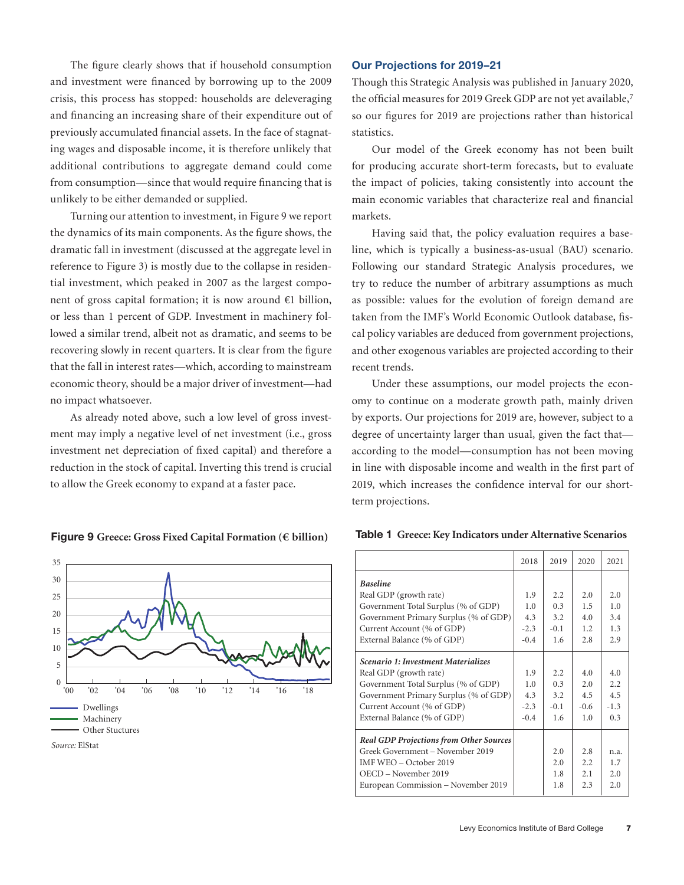The figure clearly shows that if household consumption and investment were financed by borrowing up to the 2009 crisis, this process has stopped: households are deleveraging and financing an increasing share of their expenditure out of previously accumulated financial assets. In the face of stagnating wages and disposable income, it is therefore unlikely that additional contributions to aggregate demand could come from consumption—since that would require financing that is unlikely to be either demanded or supplied.

Turning our attention to investment, in Figure 9 we report the dynamics of its main components. As the figure shows, the dramatic fall in investment (discussed at the aggregate level in reference to Figure 3) is mostly due to the collapse in residential investment, which peaked in 2007 as the largest component of gross capital formation; it is now around €1 billion, or less than 1 percent of GDP. Investment in machinery followed a similar trend, albeit not as dramatic, and seems to be recovering slowly in recent quarters. It is clear from the figure that the fall in interest rates—which, according to mainstream economic theory, should be a major driver of investment—had no impact whatsoever.

As already noted above, such a low level of gross investment may imply a negative level of net investment (i.e., gross investment net depreciation of fixed capital) and therefore a reduction in the stock of capital. Inverting this trend is crucial to allow the Greek economy to expand at a faster pace.

**Figure 9** **Greece: Gross Fixed Capital Formation (€ billion)**

Dwellings
Machinery
Other Stuctures

*Source:* ElStat

## Our Projections for 2019–21

Though this Strategic Analysis was published in January 2020, the official measures for 2019 Greek GDP are not yet available,[7] so our figures for 2019 are projections rather than historical statistics.

Our model of the Greek economy has not been built for producing accurate short-term forecasts, but to evaluate the impact of policies, taking consistently into account the main economic variables that characterize real and financial markets.

Having said that, the policy evaluation requires a baseline, which is typically a business-as-usual (BAU) scenario. Following our standard Strategic Analysis procedures, we try to reduce the number of arbitrary assumptions as much as possible: values for the evolution of foreign demand are taken from the IMF's World Economic Outlook database, fiscal policy variables are deduced from government projections, and other exogenous variables are projected according to their recent trends.

Under these assumptions, our model projects the economy to continue on a moderate growth path, mainly driven by exports. Our projections for 2019 are, however, subject to a degree of uncertainty larger than usual, given the fact that—according to the model—consumption has not been moving in line with disposable income and wealth in the first part of 2019, which increases the confidence interval for our short-term projections.

**Table 1** **Greece: Key Indicators under Alternative Scenarios**

| | 2018 | 2019 | 2020 | 2021 |
|---|---|---|---|---|
| ***Baseline*** | | | | |
| Real GDP (growth rate) | 1.9 | 2.2 | 2.0 | 2.0 |
| Government Total Surplus (% of GDP) | 1.0 | 0.3 | 1.5 | 1.0 |
| Government Primary Surplus (% of GDP) | 4.3 | 3.2 | 4.0 | 3.4 |
| Current Account (% of GDP) | -2.3 | -0.1 | 1.2 | 1.3 |
| External Balance (% of GDP) | -0.4 | 1.6 | 2.8 | 2.9 |
| ***Scenario 1: Investment Materializes*** | | | | |
| Real GDP (growth rate) | 1.9 | 2.2 | 4.0 | 4.0 |
| Government Total Surplus (% of GDP) | 1.0 | 0.3 | 2.0 | 2.2 |
| Government Primary Surplus (% of GDP) | 4.3 | 3.2 | 4.5 | 4.5 |
| Current Account (% of GDP) | -2.3 | -0.1 | -0.6 | -1.3 |
| External Balance (% of GDP) | -0.4 | 1.6 | 1.0 | 0.3 |
| ***Real GDP Projections from Other Sources*** | | | | |
| Greek Government – November 2019 | | 2.0 | 2.8 | n.a. |
| IMF WEO – October 2019 | | 2.0 | 2.2 | 1.7 |
| OECD – November 2019 | | 1.8 | 2.1 | 2.0 |
| European Commission – November 2019 | | 1.8 | 2.3 | 2.0 |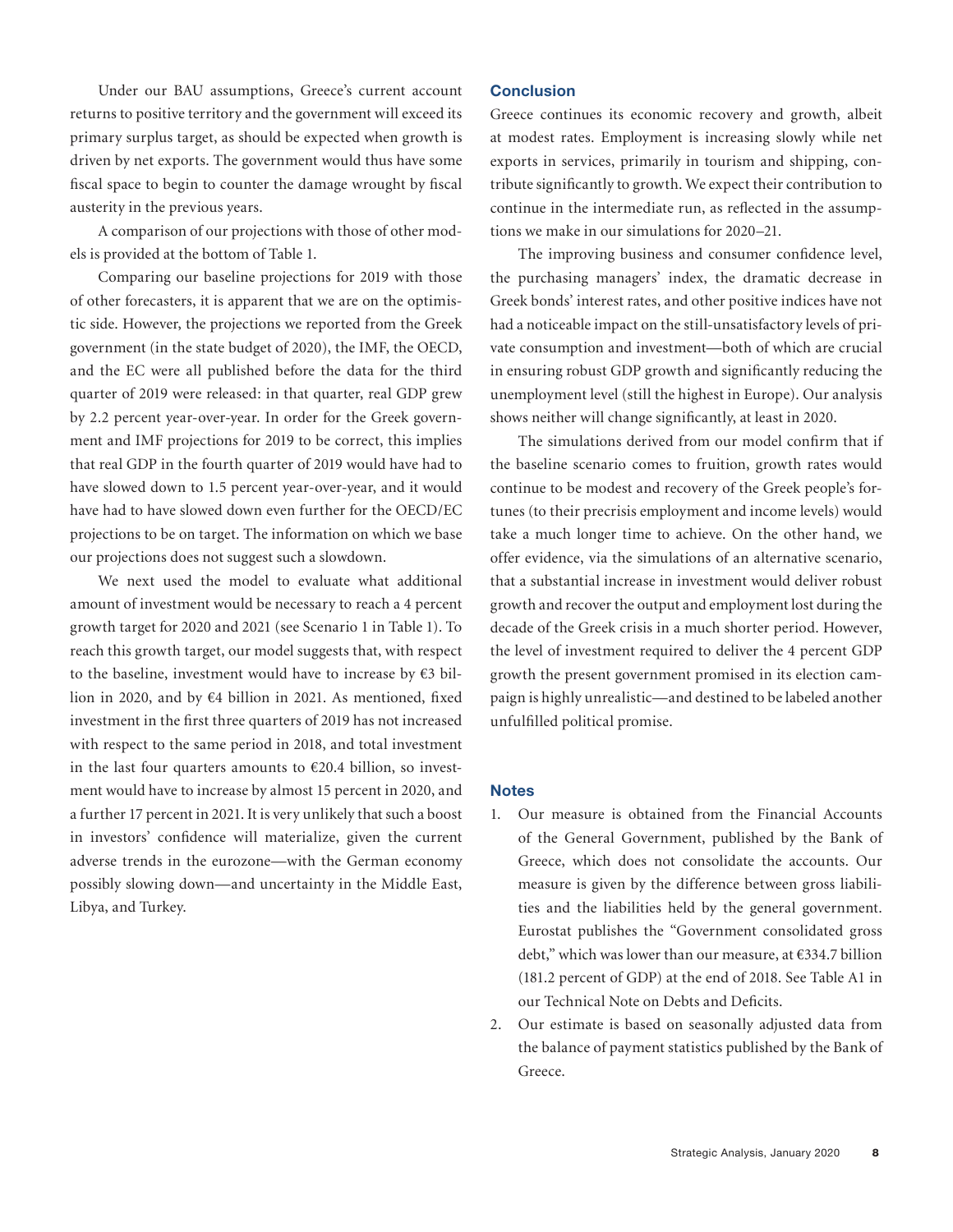Under our BAU assumptions, Greece's current account returns to positive territory and the government will exceed its primary surplus target, as should be expected when growth is driven by net exports. The government would thus have some fiscal space to begin to counter the damage wrought by fiscal austerity in the previous years.

A comparison of our projections with those of other models is provided at the bottom of Table 1.

Comparing our baseline projections for 2019 with those of other forecasters, it is apparent that we are on the optimistic side. However, the projections we reported from the Greek government (in the state budget of 2020), the IMF, the OECD, and the EC were all published before the data for the third quarter of 2019 were released: in that quarter, real GDP grew by 2.2 percent year-over-year. In order for the Greek government and IMF projections for 2019 to be correct, this implies that real GDP in the fourth quarter of 2019 would have had to have slowed down to 1.5 percent year-over-year, and it would have had to have slowed down even further for the OECD/EC projections to be on target. The information on which we base our projections does not suggest such a slowdown.

We next used the model to evaluate what additional amount of investment would be necessary to reach a 4 percent growth target for 2020 and 2021 (see Scenario 1 in Table 1). To reach this growth target, our model suggests that, with respect to the baseline, investment would have to increase by €3 billion in 2020, and by €4 billion in 2021. As mentioned, fixed investment in the first three quarters of 2019 has not increased with respect to the same period in 2018, and total investment in the last four quarters amounts to €20.4 billion, so investment would have to increase by almost 15 percent in 2020, and a further 17 percent in 2021. It is very unlikely that such a boost in investors' confidence will materialize, given the current adverse trends in the eurozone—with the German economy possibly slowing down—and uncertainty in the Middle East, Libya, and Turkey.

## Conclusion

Greece continues its economic recovery and growth, albeit at modest rates. Employment is increasing slowly while net exports in services, primarily in tourism and shipping, contribute significantly to growth. We expect their contribution to continue in the intermediate run, as reflected in the assumptions we make in our simulations for 2020–21.

The improving business and consumer confidence level, the purchasing managers' index, the dramatic decrease in Greek bonds' interest rates, and other positive indices have not had a noticeable impact on the still-unsatisfactory levels of private consumption and investment—both of which are crucial in ensuring robust GDP growth and significantly reducing the unemployment level (still the highest in Europe). Our analysis shows neither will change significantly, at least in 2020.

The simulations derived from our model confirm that if the baseline scenario comes to fruition, growth rates would continue to be modest and recovery of the Greek people's fortunes (to their precrisis employment and income levels) would take a much longer time to achieve. On the other hand, we offer evidence, via the simulations of an alternative scenario, that a substantial increase in investment would deliver robust growth and recover the output and employment lost during the decade of the Greek crisis in a much shorter period. However, the level of investment required to deliver the 4 percent GDP growth the present government promised in its election campaign is highly unrealistic—and destined to be labeled another unfulfilled political promise.

## Notes

1. Our measure is obtained from the Financial Accounts of the General Government, published by the Bank of Greece, which does not consolidate the accounts. Our measure is given by the difference between gross liabilities and the liabilities held by the general government. Eurostat publishes the "Government consolidated gross debt," which was lower than our measure, at €334.7 billion (181.2 percent of GDP) at the end of 2018. See Table A1 in our Technical Note on Debts and Deficits.
2. Our estimate is based on seasonally adjusted data from the balance of payment statistics published by the Bank of Greece.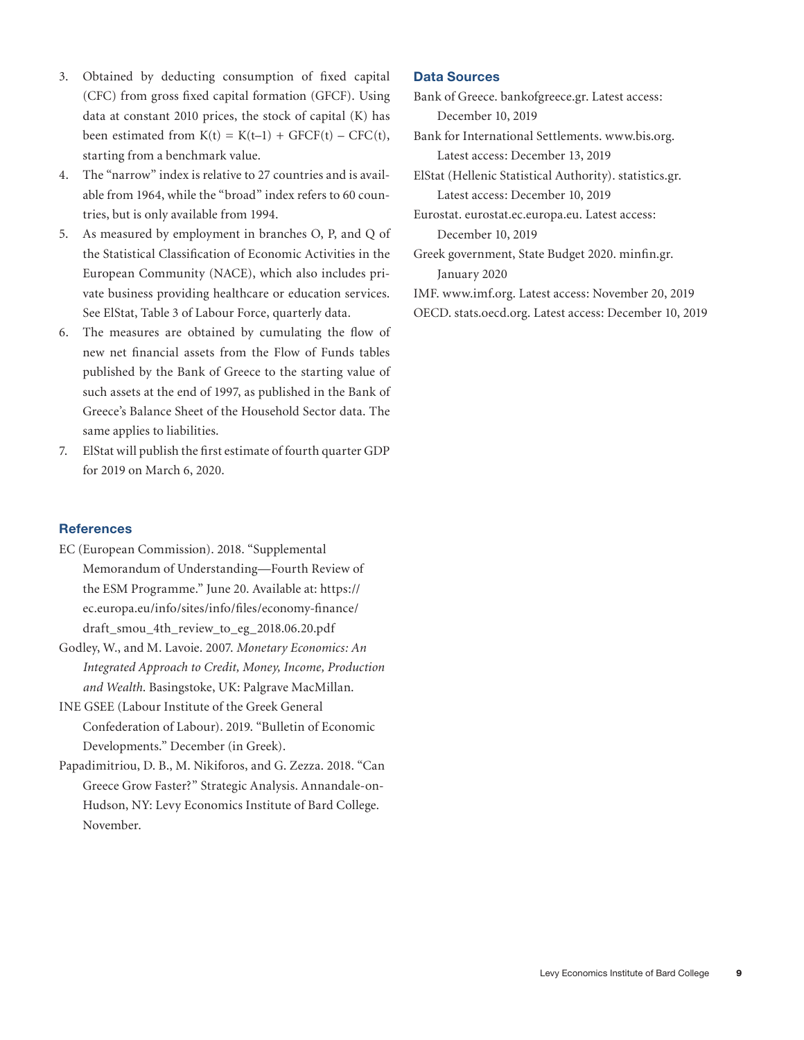3. Obtained by deducting consumption of fixed capital (CFC) from gross fixed capital formation (GFCF). Using data at constant 2010 prices, the stock of capital (K) has been estimated from $K(t) = K(t–1) + GFCF(t) – CFC(t)$, starting from a benchmark value.
4. The "narrow" index is relative to 27 countries and is available from 1964, while the "broad" index refers to 60 countries, but is only available from 1994.
5. As measured by employment in branches O, P, and Q of the Statistical Classification of Economic Activities in the European Community (NACE), which also includes private business providing healthcare or education services. See ElStat, Table 3 of Labour Force, quarterly data.
6. The measures are obtained by cumulating the flow of new net financial assets from the Flow of Funds tables published by the Bank of Greece to the starting value of such assets at the end of 1997, as published in the Bank of Greece's Balance Sheet of the Household Sector data. The same applies to liabilities.
7. ElStat will publish the first estimate of fourth quarter GDP for 2019 on March 6, 2020.

## References

EC (European Commission). 2018. "Supplemental Memorandum of Understanding—Fourth Review of the ESM Programme." June 20. Available at: https://ec.europa.eu/info/sites/info/files/economy-finance/draft_smou_4th_review_to_eg_2018.06.20.pdf

Godley, W., and M. Lavoie. 2007. *Monetary Economics: An Integrated Approach to Credit, Money, Income, Production and Wealth*. Basingstoke, UK: Palgrave MacMillan.

INE GSEE (Labour Institute of the Greek General Confederation of Labour). 2019. "Bulletin of Economic Developments." December (in Greek).

Papadimitriou, D. B., M. Nikiforos, and G. Zezza. 2018. "Can Greece Grow Faster?" Strategic Analysis. Annandale-on-Hudson, NY: Levy Economics Institute of Bard College. November.

## Data Sources

Bank of Greece. bankofgreece.gr. Latest access: December 10, 2019

Bank for International Settlements. www.bis.org. Latest access: December 13, 2019

ElStat (Hellenic Statistical Authority). statistics.gr. Latest access: December 10, 2019

Eurostat. eurostat.ec.europa.eu. Latest access: December 10, 2019

Greek government, State Budget 2020. minfin.gr. January 2020

IMF. www.imf.org. Latest access: November 20, 2019

OECD. stats.oecd.org. Latest access: December 10, 2019